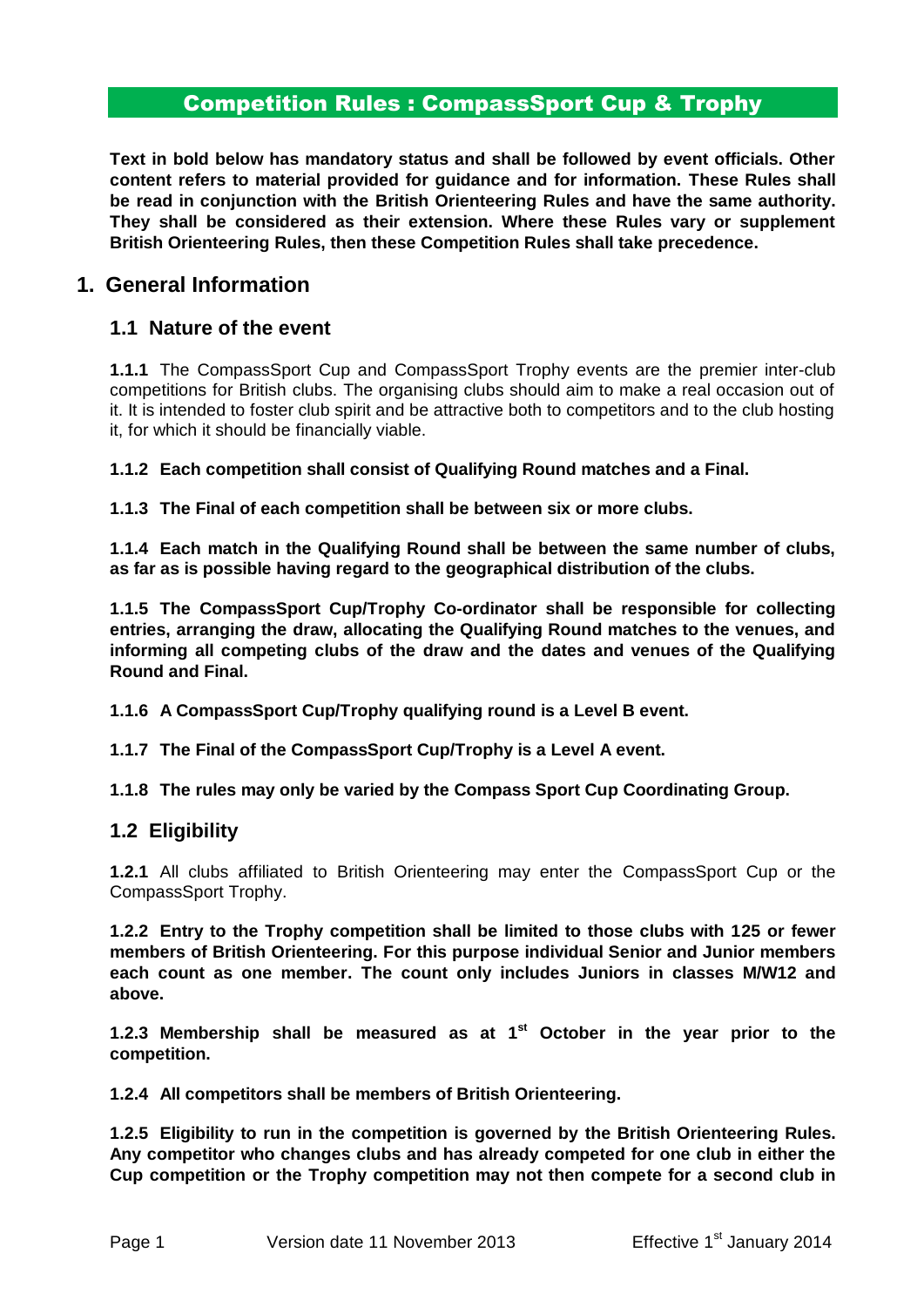# Competition Rules : CompassSport Cup & Trophy

**Text in bold below has mandatory status and shall be followed by event officials. Other content refers to material provided for guidance and for information. These Rules shall be read in conjunction with the British Orienteering Rules and have the same authority. They shall be considered as their extension. Where these Rules vary or supplement British Orienteering Rules, then these Competition Rules shall take precedence.**

## 1. General Information

### 1.1 Nature of the event

**1.1.1** The CompassSport Cup and CompassSport Trophy events are the premier inter-club competitions for British clubs. The organising clubs should aim to make a real occasion out of it. It is intended to foster club spirit and be attractive both to competitors and to the club hosting it, for which it should be financially viable.

**1.1.2 Each competition shall consist of Qualifying Round matches and a Final.**

**1.1.3 The Final of each competition shall be between six or more clubs.**

**1.1.4 Each match in the Qualifying Round shall be between the same number of clubs, as far as is possible having regard to the geographical distribution of the clubs.**

**1.1.5 The CompassSport Cup/Trophy Co-ordinator shall be responsible for collecting entries, arranging the draw, allocating the Qualifying Round matches to the venues, and informing all competing clubs of the draw and the dates and venues of the Qualifying Round and Final.**

**1.1.6 A CompassSport Cup/Trophy qualifying round is a Level B event.**

**1.1.7 The Final of the CompassSport Cup/Trophy is a Level A event.**

**1.1.8 The rules may only be varied by the Compass Sport Cup Coordinating Group.**

### 1.2 Eligibility

**1.2.1** All clubs affiliated to British Orienteering may enter the CompassSport Cup or the CompassSport Trophy.

**1.2.2 Entry to the Trophy competition shall be limited to those clubs with 125 or fewer members of British Orienteering. For this purpose individual Senior and Junior members each count as one member. The count only includes Juniors in classes M/W12 and above.**

**1.2.3 Membership shall be measured as at 1st October in the year prior to the competition.**

**1.2.4 All competitors shall be members of British Orienteering.**

**1.2.5 Eligibility to run in the competition is governed by the British Orienteering Rules. Any competitor who changes clubs and has already competed for one club in either the Cup competition or the Trophy competition may not then compete for a second club in**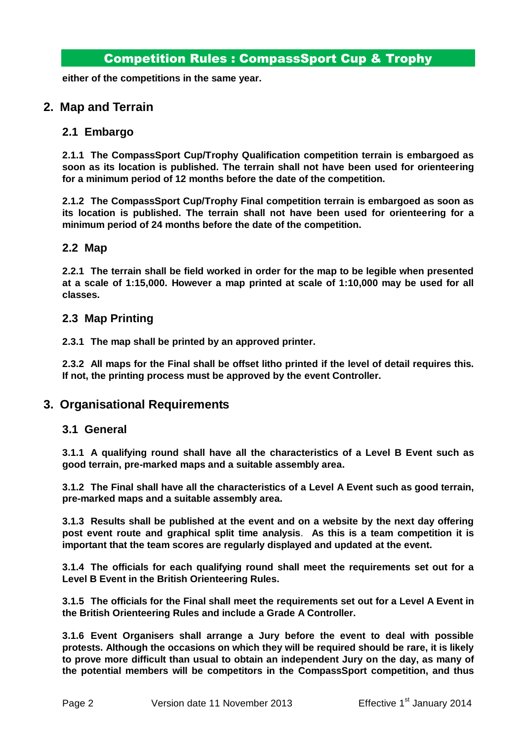**either of the competitions in the same year.**

## 2. Map and Terrain

### 2.1 Embargo

**2.1.1 The CompassSport Cup/Trophy Qualification competition terrain is embargoed as soon as its location is published. The terrain shall not have been used for orienteering for a minimum period of 12 months before the date of the competition.**

**2.1.2 The CompassSport Cup/Trophy Final competition terrain is embargoed as soon as its location is published. The terrain shall not have been used for orienteering for a minimum period of 24 months before the date of the competition.**

### 2.2 Map

**2.2.1 The terrain shall be field worked in order for the map to be legible when presented at a scale of 1:15,000. However a map printed at scale of 1:10,000 may be used for all classes.**

### 2.3 Map Printing

**2.3.1 The map shall be printed by an approved printer.**

**2.3.2 All maps for the Final shall be offset litho printed if the level of detail requires this. If not, the printing process must be approved by the event Controller.**

## 3. Organisational Requirements

### 3.1 General

**3.1.1 A qualifying round shall have all the characteristics of a Level B Event such as good terrain, pre-marked maps and a suitable assembly area.**

**3.1.2 The Final shall have all the characteristics of a Level A Event such as good terrain, pre-marked maps and a suitable assembly area.**

**3.1.3 Results shall be published at the event and on a website by the next day offering post event route and graphical split time analysis. As this is a team competition it is important that the team scores are regularly displayed and updated at the event.**

**3.1.4 The officials for each qualifying round shall meet the requirements set out for a Level B Event in the British Orienteering Rules.**

**3.1.5 The officials for the Final shall meet the requirements set out for a Level A Event in the British Orienteering Rules and include a Grade A Controller.**

**3.1.6 Event Organisers shall arrange a Jury before the event to deal with possible protests. Although the occasions on which they will be required should be rare, it is likely to prove more difficult than usual to obtain an independent Jury on the day, as many of the potential members will be competitors in the CompassSport competition, and thus**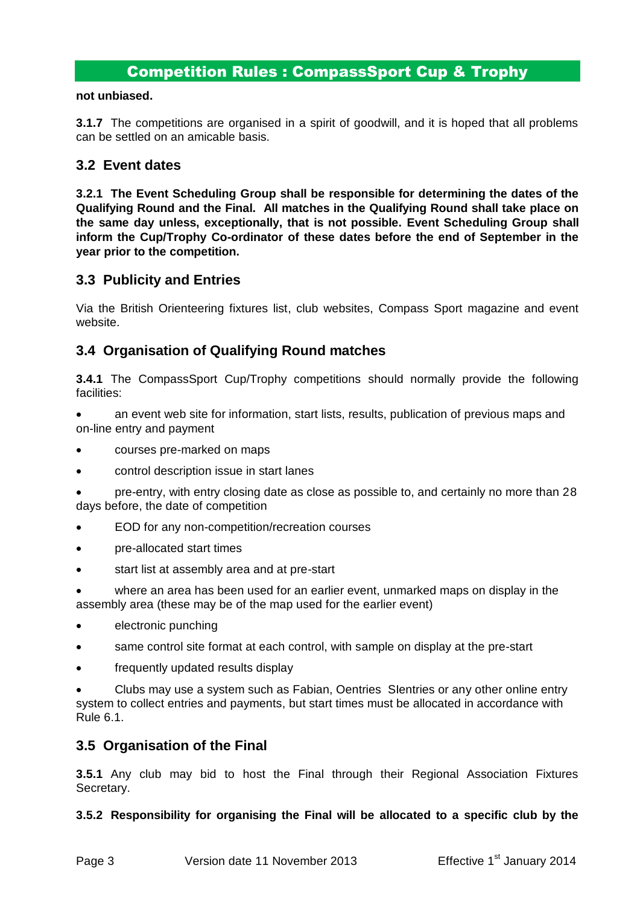**not unbiased.**

**3.1.7** The competitions are organised in a spirit of goodwill, and it is hoped that all problems can be settled on an amicable basis.

## 3.2 Event dates

**3.2.1 The Event Scheduling Group shall be responsible for determining the dates of the Qualifying Round and the Final. All matches in the Qualifying Round shall take place on the same day unless, exceptionally, that is not possible. Event Scheduling Group shall inform the Cup/Trophy Co-ordinator of these dates before the end of September in the year prior to the competition.**

## 3.3 Publicity and Entries

Via the British Orienteering fixtures list, club websites, Compass Sport magazine and event website.

## 3.4 Organisation of Qualifying Round matches

**3.4.1** The CompassSport Cup/Trophy competitions should normally provide the following facilities:

- an event web site for information, start lists, results, publication of previous maps and on-line entry and payment
- courses pre-marked on maps
- control description issue in start lanes
- pre-entry, with entry closing date as close as possible to, and certainly no more than 28 days before, the date of competition
- EOD for any non-competition/recreation courses
- pre-allocated start times
- start list at assembly area and at pre-start
- where an area has been used for an earlier event, unmarked maps on display in the assembly area (these may be of the map used for the earlier event)
- electronic punching
- same control site format at each control, with sample on display at the pre-start
- frequently updated results display
- Clubs may use a system such as Fabian, Oentries SIentries or any other online entry system to collect entries and payments, but start times must be allocated in accordance with Rule 6.1.

## 3.5 Organisation of the Final

**3.5.1** Any club may bid to host the Final through their Regional Association Fixtures Secretary.

**3.5.2 Responsibility for organising the Final will be allocated to a specific club by the**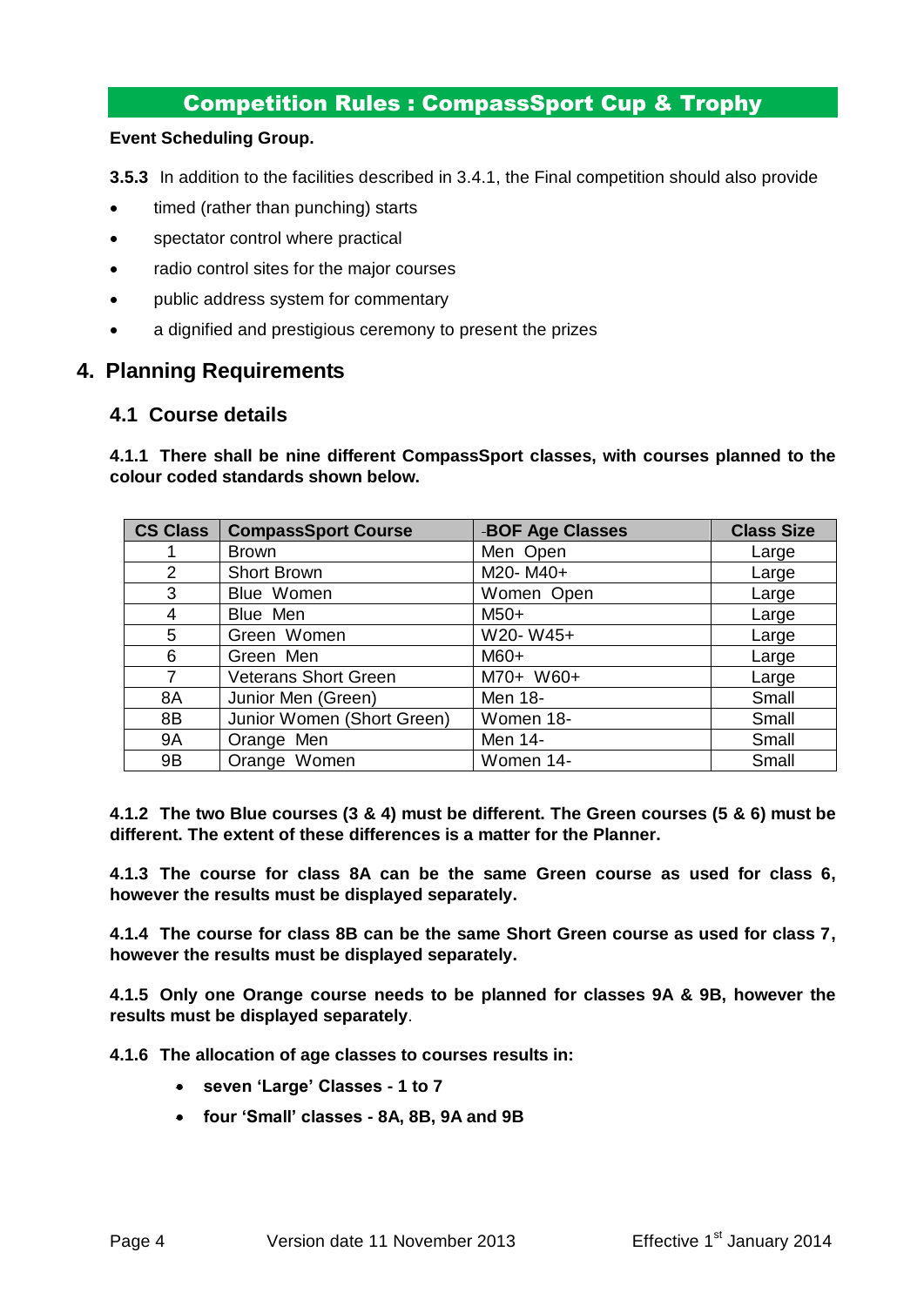## Competition Rules : CompassSport Cup & Trophy

**Event Scheduling Group.**

**3.5.3** In addition to the facilities described in 3.4.1, the Final competition should also provide

- timed (rather than punching) starts
- spectator control where practical
- radio control sites for the major courses
- public address system for commentary
- a dignified and prestigious ceremony to present the prizes

# 4. Planning Requirements

## 4.1 Course details

**4.1.1 There shall be nine different CompassSport classes, with courses planned to the colour coded standards shown below.**

| CS Class | CompassSport Course | BOF Age Classes | Class Size |
|---|---|---|---|
| 1 | Brown | Men Open | Large |
| 2 | Short Brown | M20- M40+ | Large |
| 3 | Blue Women | Women Open | Large |
| 4 | Blue Men | M50+ | Large |
| 5 | Green Women | W20- W45+ | Large |
| 6 | Green Men | M60+ | Large |
| 7 | Veterans Short Green | M70+ W60+ | Large |
| 8A | Junior Men (Green) | Men 18- | Small |
| 8B | Junior Women (Short Green) | Women 18- | Small |
| 9A | Orange Men | Men 14- | Small |
| 9B | Orange Women | Women 14- | Small |

**4.1.2 The two Blue courses (3 & 4) must be different. The Green courses (5 & 6) must be different. The extent of these differences is a matter for the Planner.**

**4.1.3 The course for class 8A can be the same Green course as used for class 6, however the results must be displayed separately.**

**4.1.4 The course for class 8B can be the same Short Green course as used for class 7, however the results must be displayed separately.**

**4.1.5 Only one Orange course needs to be planned for classes 9A & 9B, however the results must be displayed separately**.

**4.1.6 The allocation of age classes to courses results in:**

- **seven 'Large' Classes - 1 to 7**
- **four 'Small' classes - 8A, 8B, 9A and 9B**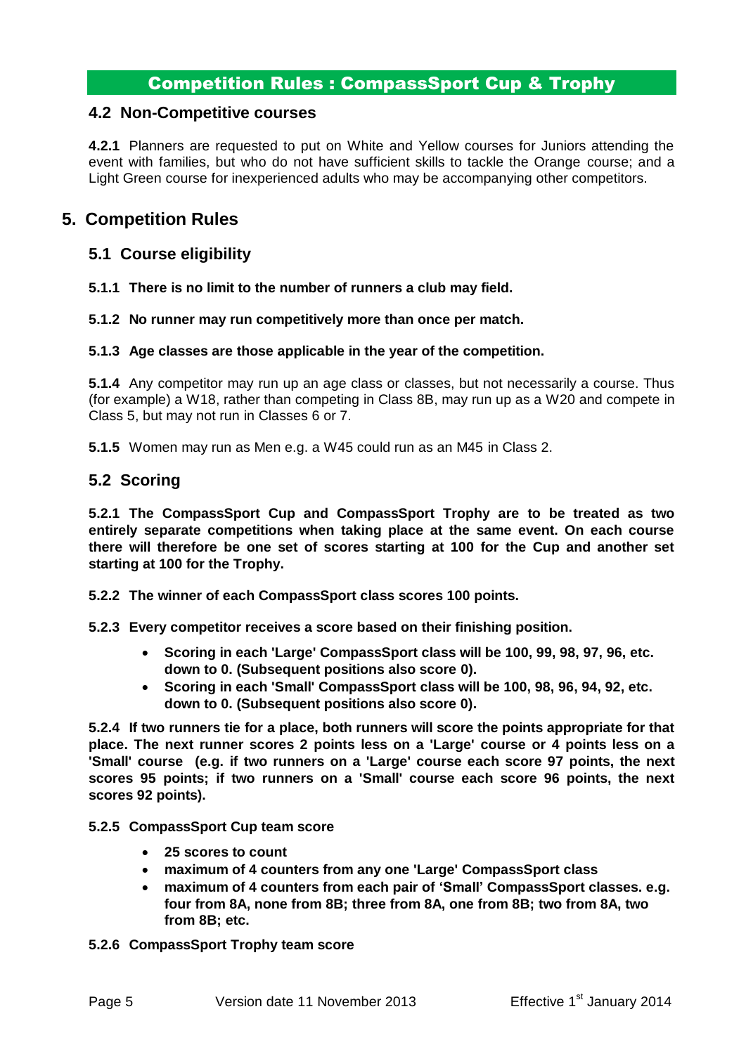## 4.2 Non-Competitive courses

**4.2.1** Planners are requested to put on White and Yellow courses for Juniors attending the event with families, but who do not have sufficient skills to tackle the Orange course; and a Light Green course for inexperienced adults who may be accompanying other competitors.

# 5. Competition Rules

## 5.1 Course eligibility

**5.1.1 There is no limit to the number of runners a club may field.**

**5.1.2 No runner may run competitively more than once per match.**

**5.1.3 Age classes are those applicable in the year of the competition.**

**5.1.4** Any competitor may run up an age class or classes, but not necessarily a course. Thus (for example) a W18, rather than competing in Class 8B, may run up as a W20 and compete in Class 5, but may not run in Classes 6 or 7.

**5.1.5** Women may run as Men e.g. a W45 could run as an M45 in Class 2.

## 5.2 Scoring

**5.2.1 The CompassSport Cup and CompassSport Trophy are to be treated as two entirely separate competitions when taking place at the same event. On each course there will therefore be one set of scores starting at 100 for the Cup and another set starting at 100 for the Trophy.**

**5.2.2 The winner of each CompassSport class scores 100 points.**

**5.2.3 Every competitor receives a score based on their finishing position.**

- **Scoring in each 'Large' CompassSport class will be 100, 99, 98, 97, 96, etc. down to 0. (Subsequent positions also score 0).**
- **Scoring in each 'Small' CompassSport class will be 100, 98, 96, 94, 92, etc. down to 0. (Subsequent positions also score 0).**

**5.2.4 If two runners tie for a place, both runners will score the points appropriate for that place. The next runner scores 2 points less on a 'Large' course or 4 points less on a 'Small' course (e.g. if two runners on a 'Large' course each score 97 points, the next scores 95 points; if two runners on a 'Small' course each score 96 points, the next scores 92 points).**

**5.2.5 CompassSport Cup team score**

- **25 scores to count**
- **maximum of 4 counters from any one 'Large' CompassSport class**
- **maximum of 4 counters from each pair of 'Small' CompassSport classes. e.g. four from 8A, none from 8B; three from 8A, one from 8B; two from 8A, two from 8B; etc.**

**5.2.6 CompassSport Trophy team score**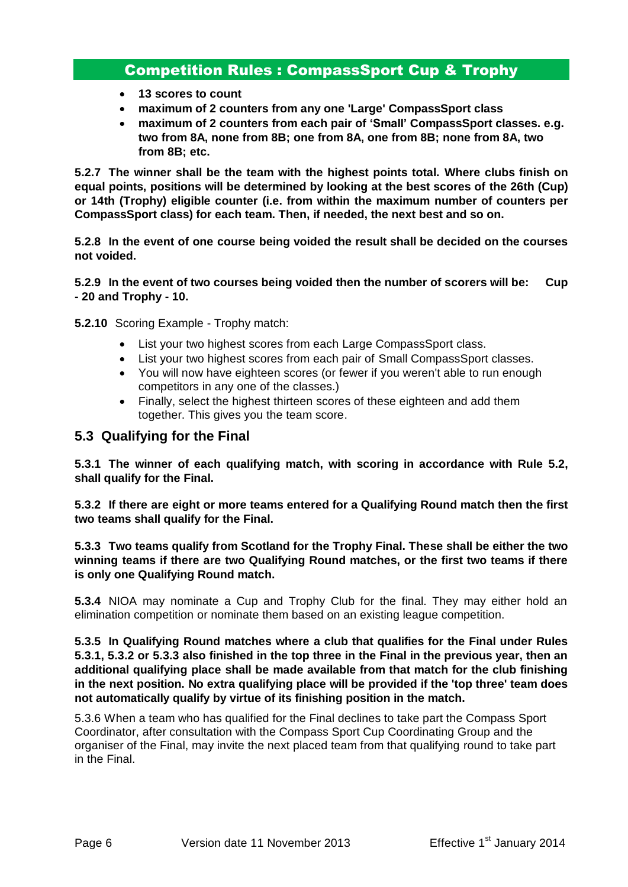## Competition Rules : CompassSport Cup & Trophy

- **13 scores to count**
- **maximum of 2 counters from any one 'Large' CompassSport class**
- **maximum of 2 counters from each pair of 'Small' CompassSport classes. e.g. two from 8A, none from 8B; one from 8A, one from 8B; none from 8A, two from 8B; etc.**

**5.2.7 The winner shall be the team with the highest points total. Where clubs finish on equal points, positions will be determined by looking at the best scores of the 26th (Cup) or 14th (Trophy) eligible counter (i.e. from within the maximum number of counters per CompassSport class) for each team. Then, if needed, the next best and so on.**

**5.2.8 In the event of one course being voided the result shall be decided on the courses not voided.**

**5.2.9 In the event of two courses being voided then the number of scorers will be: Cup - 20 and Trophy - 10.**

**5.2.10** Scoring Example - Trophy match:

- List your two highest scores from each Large CompassSport class.
- List your two highest scores from each pair of Small CompassSport classes.
- You will now have eighteen scores (or fewer if you weren't able to run enough competitors in any one of the classes.)
- Finally, select the highest thirteen scores of these eighteen and add them together. This gives you the team score.

### 5.3 Qualifying for the Final

**5.3.1 The winner of each qualifying match, with scoring in accordance with Rule 5.2, shall qualify for the Final.**

**5.3.2 If there are eight or more teams entered for a Qualifying Round match then the first two teams shall qualify for the Final.**

**5.3.3 Two teams qualify from Scotland for the Trophy Final. These shall be either the two winning teams if there are two Qualifying Round matches, or the first two teams if there is only one Qualifying Round match.**

**5.3.4** NIOA may nominate a Cup and Trophy Club for the final. They may either hold an elimination competition or nominate them based on an existing league competition.

**5.3.5 In Qualifying Round matches where a club that qualifies for the Final under Rules 5.3.1, 5.3.2 or 5.3.3 also finished in the top three in the Final in the previous year, then an additional qualifying place shall be made available from that match for the club finishing in the next position. No extra qualifying place will be provided if the 'top three' team does not automatically qualify by virtue of its finishing position in the match.**

5.3.6 When a team who has qualified for the Final declines to take part the Compass Sport Coordinator, after consultation with the Compass Sport Cup Coordinating Group and the organiser of the Final, may invite the next placed team from that qualifying round to take part in the Final.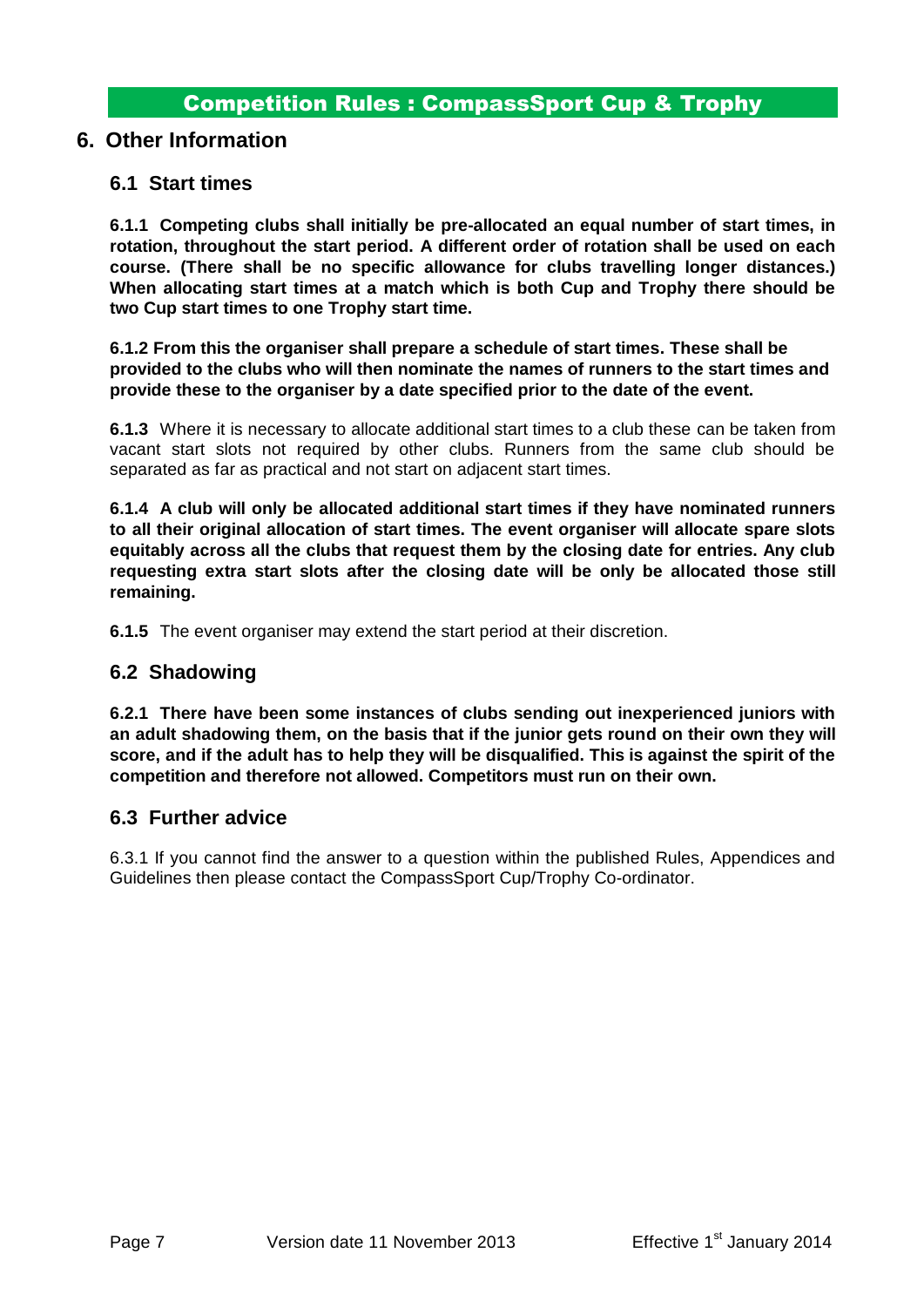# 6. Other Information

## 6.1 Start times

**6.1.1 Competing clubs shall initially be pre-allocated an equal number of start times, in rotation, throughout the start period. A different order of rotation shall be used on each course. (There shall be no specific allowance for clubs travelling longer distances.) When allocating start times at a match which is both Cup and Trophy there should be two Cup start times to one Trophy start time.**

**6.1.2 From this the organiser shall prepare a schedule of start times. These shall be provided to the clubs who will then nominate the names of runners to the start times and provide these to the organiser by a date specified prior to the date of the event.**

**6.1.3** Where it is necessary to allocate additional start times to a club these can be taken from vacant start slots not required by other clubs. Runners from the same club should be separated as far as practical and not start on adjacent start times.

**6.1.4 A club will only be allocated additional start times if they have nominated runners to all their original allocation of start times. The event organiser will allocate spare slots equitably across all the clubs that request them by the closing date for entries. Any club requesting extra start slots after the closing date will be only be allocated those still remaining.**

**6.1.5** The event organiser may extend the start period at their discretion.

## 6.2 Shadowing

**6.2.1 There have been some instances of clubs sending out inexperienced juniors with an adult shadowing them, on the basis that if the junior gets round on their own they will score, and if the adult has to help they will be disqualified. This is against the spirit of the competition and therefore not allowed. Competitors must run on their own.**

## 6.3 Further advice

6.3.1 If you cannot find the answer to a question within the published Rules, Appendices and Guidelines then please contact the CompassSport Cup/Trophy Co-ordinator.